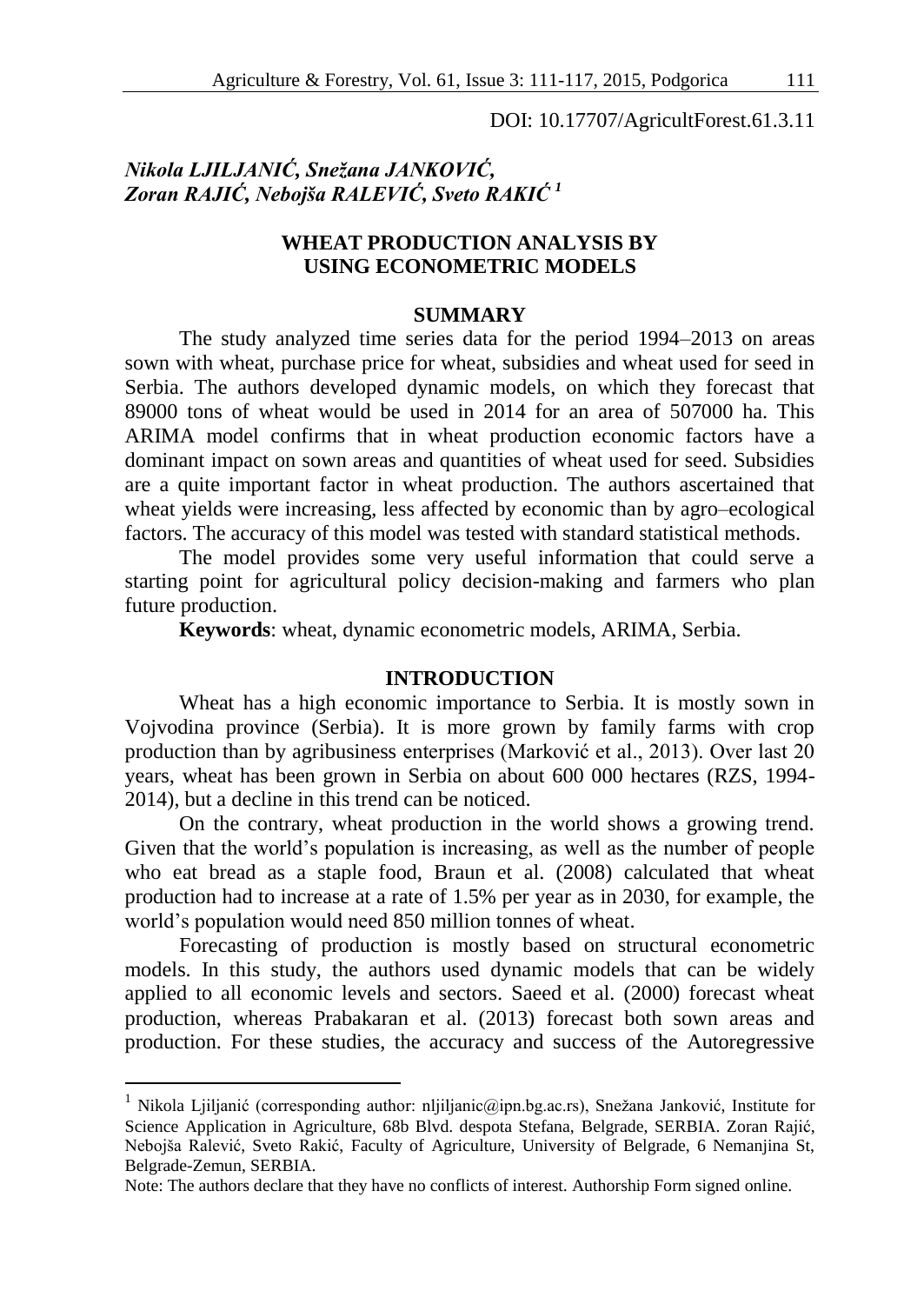DOI: 10.17707/AgricultForest.61.3.11

*Nikola LJILJANIĆ, Snežana JANKOVIĆ, Zoran RAJIĆ, Nebojša RALEVIĆ, Sveto RAKIĆ* [1]

# WHEAT PRODUCTION ANALYSIS BY USING ECONOMETRIC MODELS

## SUMMARY

The study analyzed time series data for the period 1994–2013 on areas sown with wheat, purchase price for wheat, subsidies and wheat used for seed in Serbia. The authors developed dynamic models, on which they forecast that 89000 tons of wheat would be used in 2014 for an area of 507000 ha. This ARIMA model confirms that in wheat production economic factors have a dominant impact on sown areas and quantities of wheat used for seed. Subsidies are a quite important factor in wheat production. The authors ascertained that wheat yields were increasing, less affected by economic than by agro–ecological factors. The accuracy of this model was tested with standard statistical methods.

The model provides some very useful information that could serve a starting point for agricultural policy decision-making and farmers who plan future production.

**Keywords**: wheat, dynamic econometric models, ARIMA, Serbia.

## INTRODUCTION

Wheat has a high economic importance to Serbia. It is mostly sown in Vojvodina province (Serbia). It is more grown by family farms with crop production than by agribusiness enterprises (Marković et al., 2013). Over last 20 years, wheat has been grown in Serbia on about 600 000 hectares (RZS, 1994-2014), but a decline in this trend can be noticed.

On the contrary, wheat production in the world shows a growing trend. Given that the world's population is increasing, as well as the number of people who eat bread as a staple food, Braun et al. (2008) calculated that wheat production had to increase at a rate of 1.5% per year as in 2030, for example, the world's population would need 850 million tonnes of wheat.

Forecasting of production is mostly based on structural econometric models. In this study, the authors used dynamic models that can be widely applied to all economic levels and sectors. Saeed et al. (2000) forecast wheat production, whereas Prabakaran et al. (2013) forecast both sown areas and production. For these studies, the accuracy and success of the Autoregressive

---

[1] Nikola Ljiljanić (corresponding author: nljiljanic@ipn.bg.ac.rs), Snežana Janković, Institute for Science Application in Agriculture, 68b Blvd. despota Stefana, Belgrade, SERBIA. Zoran Rajić, Nebojša Ralević, Sveto Rakić, Faculty of Agriculture, University of Belgrade, 6 Nemanjina St, Belgrade-Zemun, SERBIA.

Note: The authors declare that they have no conflicts of interest. Authorship Form signed online.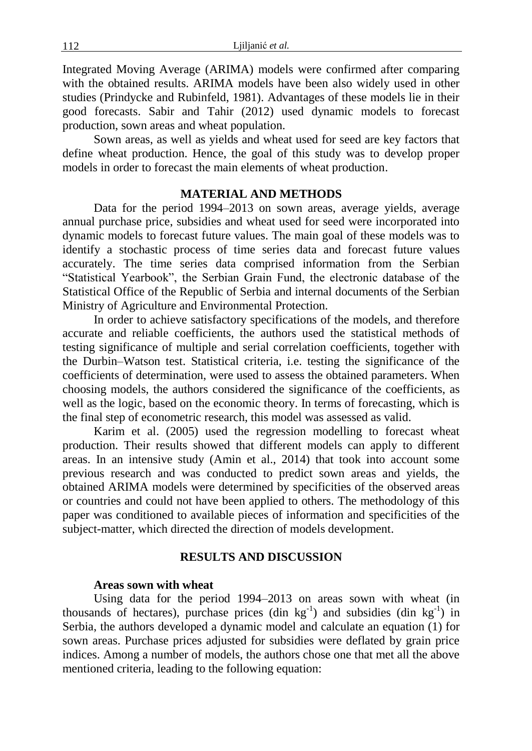Integrated Moving Average (ARIMA) models were confirmed after comparing with the obtained results. ARIMA models have been also widely used in other studies (Prindycke and Rubinfeld, 1981). Advantages of these models lie in their good forecasts. Sabir and Tahir (2012) used dynamic models to forecast production, sown areas and wheat population.

Sown areas, as well as yields and wheat used for seed are key factors that define wheat production. Hence, the goal of this study was to develop proper models in order to forecast the main elements of wheat production.

## MATERIAL AND METHODS

Data for the period 1994–2013 on sown areas, average yields, average annual purchase price, subsidies and wheat used for seed were incorporated into dynamic models to forecast future values. The main goal of these models was to identify a stochastic process of time series data and forecast future values accurately. The time series data comprised information from the Serbian "Statistical Yearbook", the Serbian Grain Fund, the electronic database of the Statistical Office of the Republic of Serbia and internal documents of the Serbian Ministry of Agriculture and Environmental Protection.

In order to achieve satisfactory specifications of the models, and therefore accurate and reliable coefficients, the authors used the statistical methods of testing significance of multiple and serial correlation coefficients, together with the Durbin–Watson test. Statistical criteria, i.e. testing the significance of the coefficients of determination, were used to assess the obtained parameters. When choosing models, the authors considered the significance of the coefficients, as well as the logic, based on the economic theory. In terms of forecasting, which is the final step of econometric research, this model was assessed as valid.

Karim et al. (2005) used the regression modelling to forecast wheat production. Their results showed that different models can apply to different areas. In an intensive study (Amin et al., 2014) that took into account some previous research and was conducted to predict sown areas and yields, the obtained ARIMA models were determined by specificities of the observed areas or countries and could not have been applied to others. The methodology of this paper was conditioned to available pieces of information and specificities of the subject-matter, which directed the direction of models development.

## RESULTS AND DISCUSSION

### Areas sown with wheat

Using data for the period 1994–2013 on areas sown with wheat (in thousands of hectares), purchase prices (din $kg^{-1}$) and subsidies (din $kg^{-1}$) in Serbia, the authors developed a dynamic model and calculate an equation (1) for sown areas. Purchase prices adjusted for subsidies were deflated by grain price indices. Among a number of models, the authors chose one that met all the above mentioned criteria, leading to the following equation: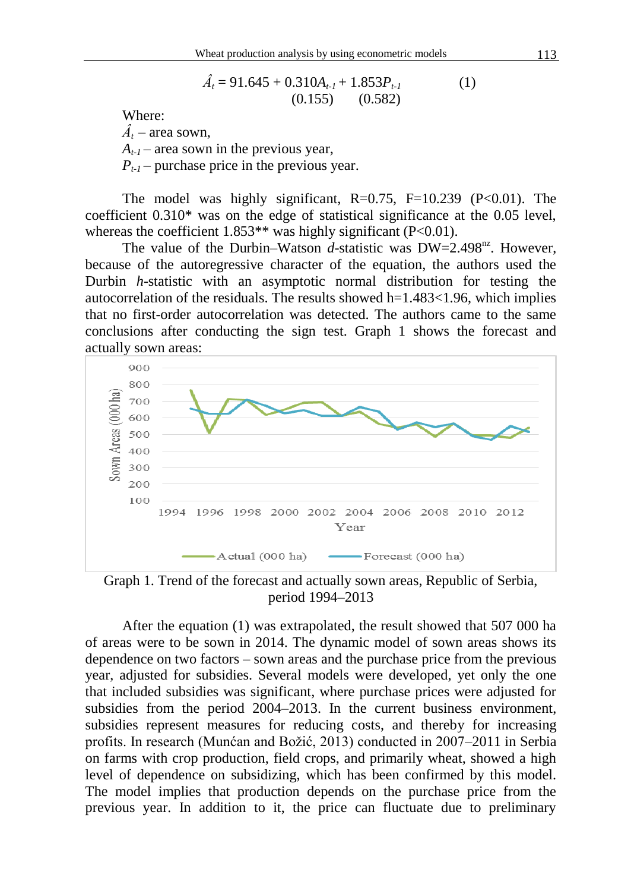$$\hat{A}_t = 91.645 + 0.310A_{t-1} + 1.853P_{t-1} \qquad (1)$$
$$\qquad\qquad (0.155) \qquad (0.582)$$

Where:

$\hat{A}_t$ – area sown,

$A_{t-1}$ – area sown in the previous year,

$P_{t-1}$ – purchase price in the previous year.

The model was highly significant, R=0.75, F=10.239 (P<0.01). The coefficient 0.310* was on the edge of statistical significance at the 0.05 level, whereas the coefficient 1.853** was highly significant (P<0.01).

The value of the Durbin–Watson *d*-statistic was DW=2.498[nz]. However, because of the autoregressive character of the equation, the authors used the Durbin *h*-statistic with an asymptotic normal distribution for testing the autocorrelation of the residuals. The results showed h=1.483<1.96, which implies that no first-order autocorrelation was detected. The authors came to the same conclusions after conducting the sign test. Graph 1 shows the forecast and actually sown areas:

Graph 1. Trend of the forecast and actually sown areas, Republic of Serbia, period 1994–2013

After the equation (1) was extrapolated, the result showed that 507 000 ha of areas were to be sown in 2014. The dynamic model of sown areas shows its dependence on two factors – sown areas and the purchase price from the previous year, adjusted for subsidies. Several models were developed, yet only the one that included subsidies was significant, where purchase prices were adjusted for subsidies from the period 2004–2013. In the current business environment, subsidies represent measures for reducing costs, and thereby for increasing profits. In research (Munćan and Božić, 2013) conducted in 2007–2011 in Serbia on farms with crop production, field crops, and primarily wheat, showed a high level of dependence on subsidizing, which has been confirmed by this model. The model implies that production depends on the purchase price from the previous year. In addition to it, the price can fluctuate due to preliminary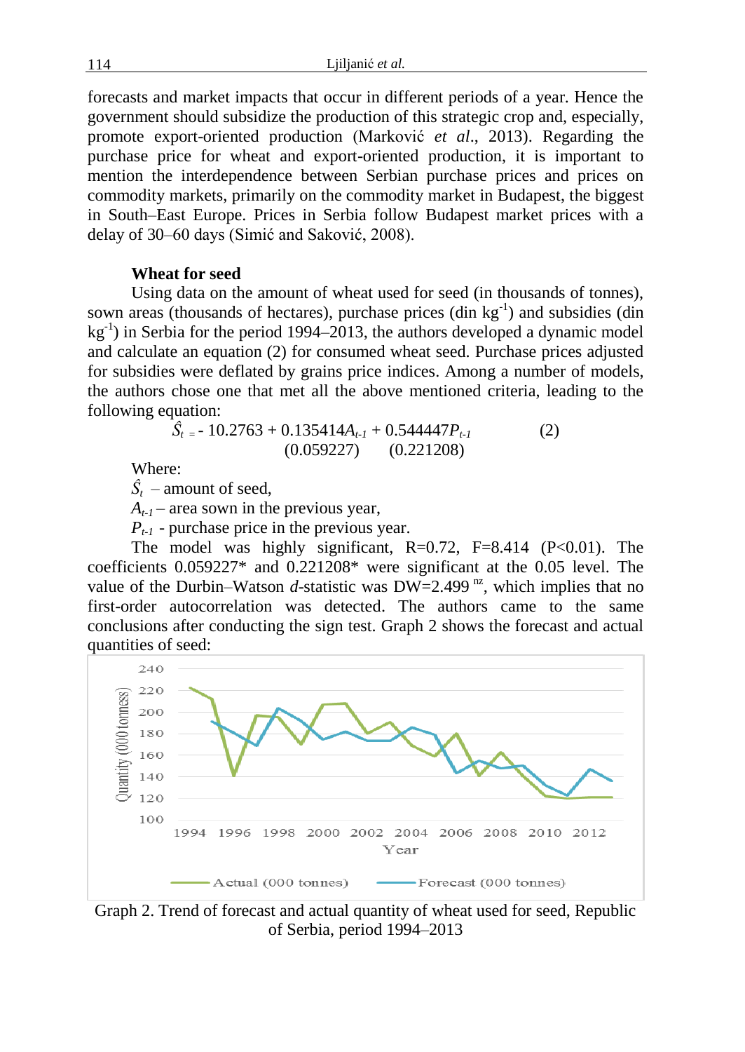forecasts and market impacts that occur in different periods of a year. Hence the government should subsidize the production of this strategic crop and, especially, promote export-oriented production (Marković *et al*., 2013). Regarding the purchase price for wheat and export-oriented production, it is important to mention the interdependence between Serbian purchase prices and prices on commodity markets, primarily on the commodity market in Budapest, the biggest in South–East Europe. Prices in Serbia follow Budapest market prices with a delay of 30–60 days (Simić and Saković, 2008).

**Wheat for seed**

Using data on the amount of wheat used for seed (in thousands of tonnes), sown areas (thousands of hectares), purchase prices (din $kg^{-1}$) and subsidies (din $kg^{-1}$) in Serbia for the period 1994–2013, the authors developed a dynamic model and calculate an equation (2) for consumed wheat seed. Purchase prices adjusted for subsidies were deflated by grains price indices. Among a number of models, the authors chose one that met all the above mentioned criteria, leading to the following equation:

$$\hat{S}_t = -10.2763 + \underset{(0.059227)}{0.135414}A_{t-1} + \underset{(0.221208)}{0.544447}P_{t-1} \qquad (2)$$

Where:

$\hat{S}_t$ – amount of seed,

$A_{t-1}$ – area sown in the previous year,

$P_{t-1}$ - purchase price in the previous year.

The model was highly significant, R=0.72, F=8.414 ($P<0.01$). The coefficients 0.059227* and 0.221208* were significant at the 0.05 level. The value of the Durbin–Watson *d*-statistic was $DW=2.499^{nz}$, which implies that no first-order autocorrelation was detected. The authors came to the same conclusions after conducting the sign test. Graph 2 shows the forecast and actual quantities of seed:

Graph 2. Trend of forecast and actual quantity of wheat used for seed, Republic of Serbia, period 1994–2013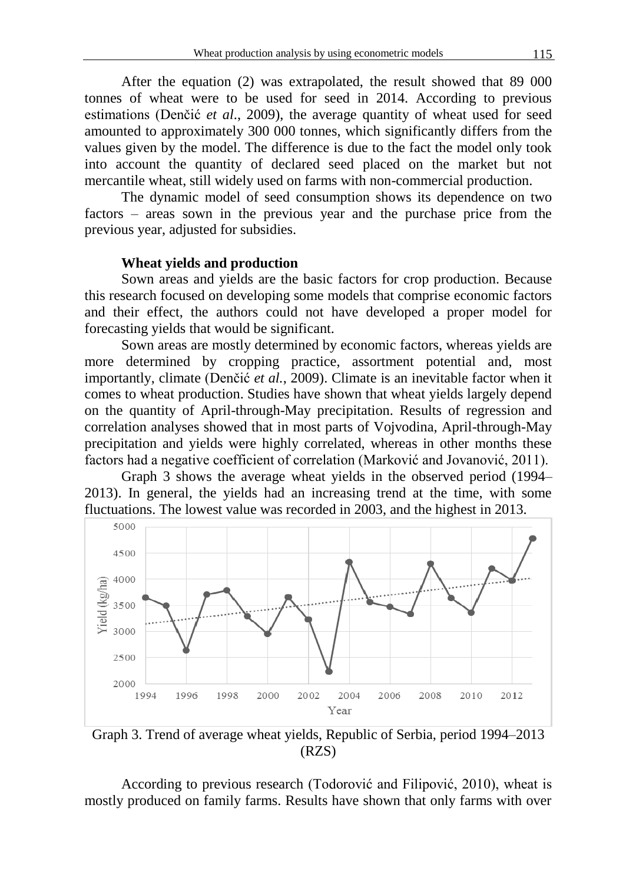After the equation (2) was extrapolated, the result showed that 89 000 tonnes of wheat were to be used for seed in 2014. According to previous estimations (Denčić *et al*., 2009), the average quantity of wheat used for seed amounted to approximately 300 000 tonnes, which significantly differs from the values given by the model. The difference is due to the fact the model only took into account the quantity of declared seed placed on the market but not mercantile wheat, still widely used on farms with non-commercial production.

The dynamic model of seed consumption shows its dependence on two factors – areas sown in the previous year and the purchase price from the previous year, adjusted for subsidies.

### Wheat yields and production

Sown areas and yields are the basic factors for crop production. Because this research focused on developing some models that comprise economic factors and their effect, the authors could not have developed a proper model for forecasting yields that would be significant.

Sown areas are mostly determined by economic factors, whereas yields are more determined by cropping practice, assortment potential and, most importantly, climate (Denčić *et al.*, 2009). Climate is an inevitable factor when it comes to wheat production. Studies have shown that wheat yields largely depend on the quantity of April-through-May precipitation. Results of regression and correlation analyses showed that in most parts of Vojvodina, April-through-May precipitation and yields were highly correlated, whereas in other months these factors had a negative coefficient of correlation (Marković and Jovanović, 2011).

Graph 3 shows the average wheat yields in the observed period (1994–2013). In general, the yields had an increasing trend at the time, with some fluctuations. The lowest value was recorded in 2003, and the highest in 2013.

Graph 3. Trend of average wheat yields, Republic of Serbia, period 1994–2013 (RZS)

According to previous research (Todorović and Filipović, 2010), wheat is mostly produced on family farms. Results have shown that only farms with over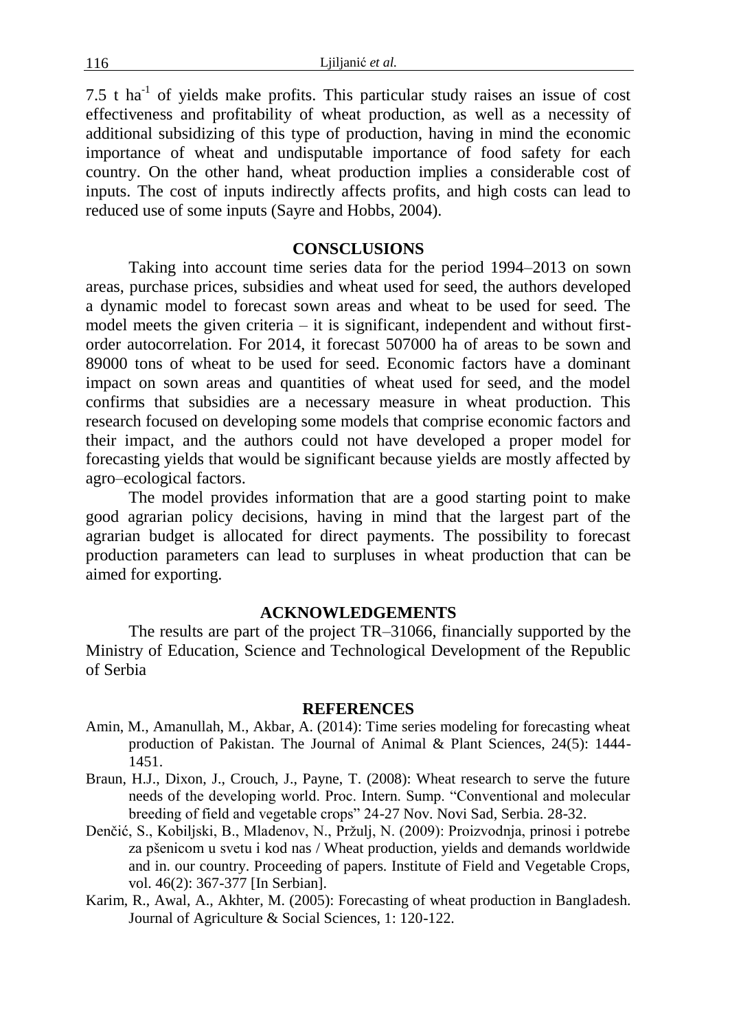7.5 t $ha^{-1}$ of yields make profits. This particular study raises an issue of cost effectiveness and profitability of wheat production, as well as a necessity of additional subsidizing of this type of production, having in mind the economic importance of wheat and undisputable importance of food safety for each country. On the other hand, wheat production implies a considerable cost of inputs. The cost of inputs indirectly affects profits, and high costs can lead to reduced use of some inputs (Sayre and Hobbs, 2004).

## CONSCLUSIONS

Taking into account time series data for the period 1994–2013 on sown areas, purchase prices, subsidies and wheat used for seed, the authors developed a dynamic model to forecast sown areas and wheat to be used for seed. The model meets the given criteria – it is significant, independent and without first-order autocorrelation. For 2014, it forecast 507000 ha of areas to be sown and 89000 tons of wheat to be used for seed. Economic factors have a dominant impact on sown areas and quantities of wheat used for seed, and the model confirms that subsidies are a necessary measure in wheat production. This research focused on developing some models that comprise economic factors and their impact, and the authors could not have developed a proper model for forecasting yields that would be significant because yields are mostly affected by agro–ecological factors.

The model provides information that are a good starting point to make good agrarian policy decisions, having in mind that the largest part of the agrarian budget is allocated for direct payments. The possibility to forecast production parameters can lead to surpluses in wheat production that can be aimed for exporting.

## ACKNOWLEDGEMENTS

The results are part of the project TR–31066, financially supported by the Ministry of Education, Science and Technological Development of the Republic of Serbia

## REFERENCES

Amin, M., Amanullah, M., Akbar, A. (2014): Time series modeling for forecasting wheat production of Pakistan. The Journal of Animal & Plant Sciences, 24(5): 1444-1451.

Braun, H.J., Dixon, J., Crouch, J., Payne, T. (2008): Wheat research to serve the future needs of the developing world. Proc. Intern. Sump. “Conventional and molecular breeding of field and vegetable crops” 24-27 Nov. Novi Sad, Serbia. 28-32.

Denčić, S., Kobiljski, B., Mladenov, N., Pržulj, N. (2009): Proizvodnja, prinosi i potrebe za pšenicom u svetu i kod nas / Wheat production, yields and demands worldwide and in. our country. Proceeding of papers. Institute of Field and Vegetable Crops, vol. 46(2): 367-377 [In Serbian].

Karim, R., Awal, A., Akhter, M. (2005): Forecasting of wheat production in Bangladesh. Journal of Agriculture & Social Sciences, 1: 120-122.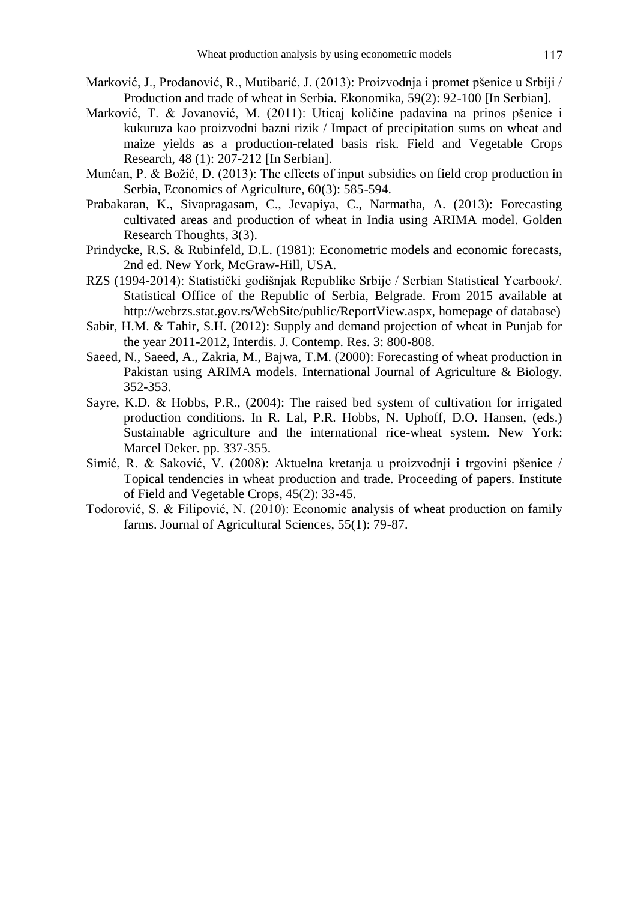Marković, J., Prodanović, R., Mutibarić, J. (2013): Proizvodnja i promet pšenice u Srbiji / Production and trade of wheat in Serbia. Ekonomika, 59(2): 92-100 [In Serbian].

Marković, T. & Jovanović, M. (2011): Uticaj količine padavina na prinos pšenice i kukuruza kao proizvodni bazni rizik / Impact of precipitation sums on wheat and maize yields as a production-related basis risk. Field and Vegetable Crops Research, 48 (1): 207-212 [In Serbian].

Munćan, P. & Božić, D. (2013): The effects of input subsidies on field crop production in Serbia, Economics of Agriculture, 60(3): 585-594.

Prabakaran, K., Sivapragasam, C., Jevapiya, C., Narmatha, A. (2013): Forecasting cultivated areas and production of wheat in India using ARIMA model. Golden Research Thoughts, 3(3).

Prindycke, R.S. & Rubinfeld, D.L. (1981): Econometric models and economic forecasts, 2nd ed. New York, McGraw-Hill, USA.

RZS (1994-2014): Statistički godišnjak Republike Srbije / Serbian Statistical Yearbook/. Statistical Office of the Republic of Serbia, Belgrade. From 2015 available at http://webrzs.stat.gov.rs/WebSite/public/ReportView.aspx, homepage of database)

Sabir, H.M. & Tahir, S.H. (2012): Supply and demand projection of wheat in Punjab for the year 2011-2012, Interdis. J. Contemp. Res. 3: 800-808.

Saeed, N., Saeed, A., Zakria, M., Bajwa, T.M. (2000): Forecasting of wheat production in Pakistan using ARIMA models. International Journal of Agriculture & Biology. 352-353.

Sayre, K.D. & Hobbs, P.R., (2004): The raised bed system of cultivation for irrigated production conditions. In R. Lal, P.R. Hobbs, N. Uphoff, D.O. Hansen, (eds.) Sustainable agriculture and the international rice-wheat system. New York: Marcel Deker. pp. 337-355.

Simić, R. & Saković, V. (2008): Aktuelna kretanja u proizvodnji i trgovini pšenice / Topical tendencies in wheat production and trade. Proceeding of papers. Institute of Field and Vegetable Crops, 45(2): 33-45.

Todorović, S. & Filipović, N. (2010): Economic analysis of wheat production on family farms. Journal of Agricultural Sciences, 55(1): 79-87.